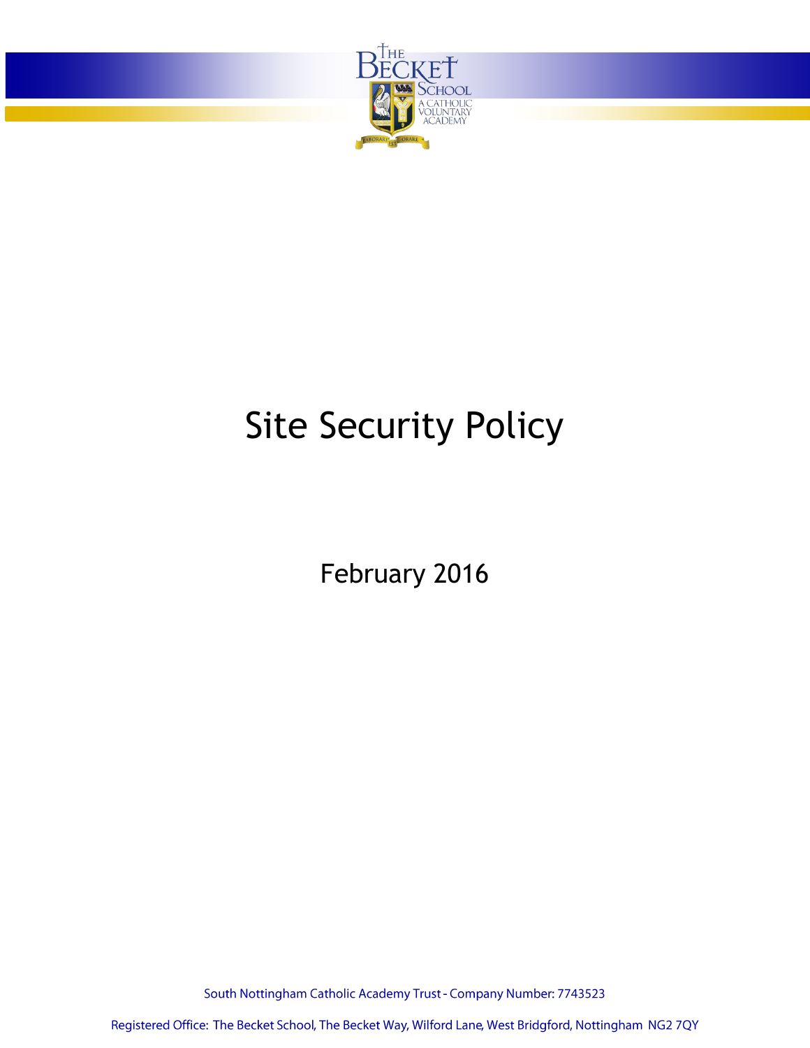# Site Security Policy

February 2016

South Nottingham Catholic Academy Trust - Company Number: 7743523

Registered Office: The Becket School, The Becket Way, Wilford Lane, West Bridgford, Nottingham NG2 7QY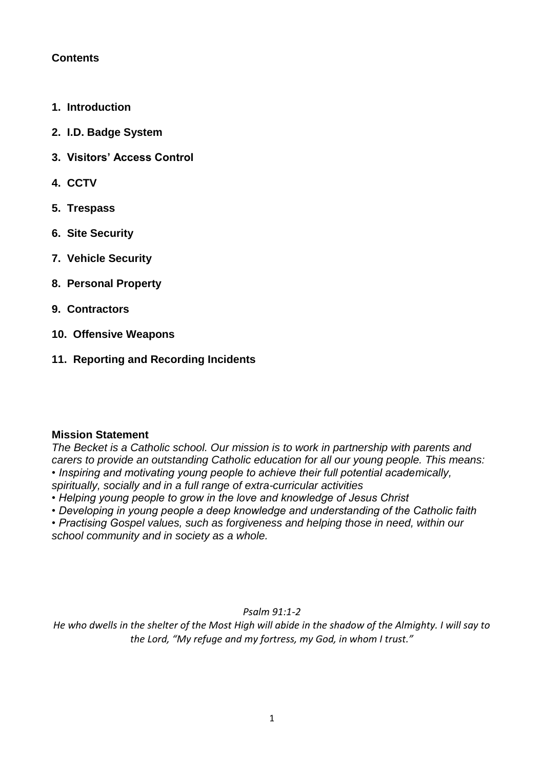**Contents**

1. **Introduction**
2. **I.D. Badge System**
3. **Visitors' Access Control**
4. **CCTV**
5. **Trespass**
6. **Site Security**
7. **Vehicle Security**
8. **Personal Property**
9. **Contractors**
10. **Offensive Weapons**
11. **Reporting and Recording Incidents**

**Mission Statement**

*The Becket is a Catholic school. Our mission is to work in partnership with parents and carers to provide an outstanding Catholic education for all our young people. This means:*

- *Inspiring and motivating young people to achieve their full potential academically, spiritually, socially and in a full range of extra-curricular activities*
- *Helping young people to grow in the love and knowledge of Jesus Christ*
- *Developing in young people a deep knowledge and understanding of the Catholic faith*
- *Practising Gospel values, such as forgiveness and helping those in need, within our school community and in society as a whole.*

*Psalm 91:1-2*

*He who dwells in the shelter of the Most High will abide in the shadow of the Almighty. I will say to the Lord, "My refuge and my fortress, my God, in whom I trust."*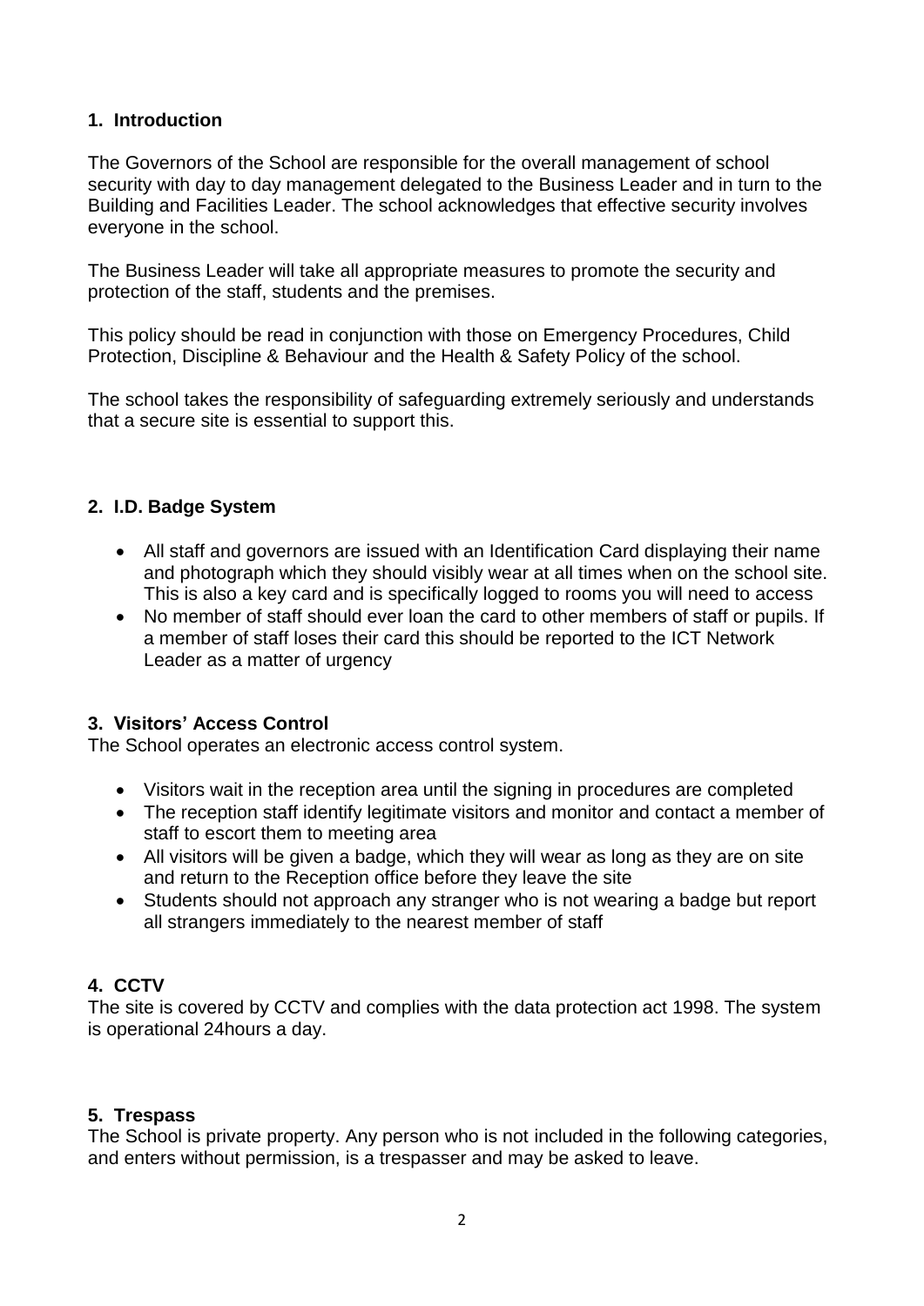## 1. Introduction

The Governors of the School are responsible for the overall management of school security with day to day management delegated to the Business Leader and in turn to the Building and Facilities Leader. The school acknowledges that effective security involves everyone in the school.

The Business Leader will take all appropriate measures to promote the security and protection of the staff, students and the premises.

This policy should be read in conjunction with those on Emergency Procedures, Child Protection, Discipline & Behaviour and the Health & Safety Policy of the school.

The school takes the responsibility of safeguarding extremely seriously and understands that a secure site is essential to support this.

## 2. I.D. Badge System

- All staff and governors are issued with an Identification Card displaying their name and photograph which they should visibly wear at all times when on the school site. This is also a key card and is specifically logged to rooms you will need to access
- No member of staff should ever loan the card to other members of staff or pupils. If a member of staff loses their card this should be reported to the ICT Network Leader as a matter of urgency

## 3. Visitors' Access Control

The School operates an electronic access control system.

- Visitors wait in the reception area until the signing in procedures are completed
- The reception staff identify legitimate visitors and monitor and contact a member of staff to escort them to meeting area
- All visitors will be given a badge, which they will wear as long as they are on site and return to the Reception office before they leave the site
- Students should not approach any stranger who is not wearing a badge but report all strangers immediately to the nearest member of staff

## 4. CCTV

The site is covered by CCTV and complies with the data protection act 1998. The system is operational 24hours a day.

## 5. Trespass

The School is private property. Any person who is not included in the following categories, and enters without permission, is a trespasser and may be asked to leave.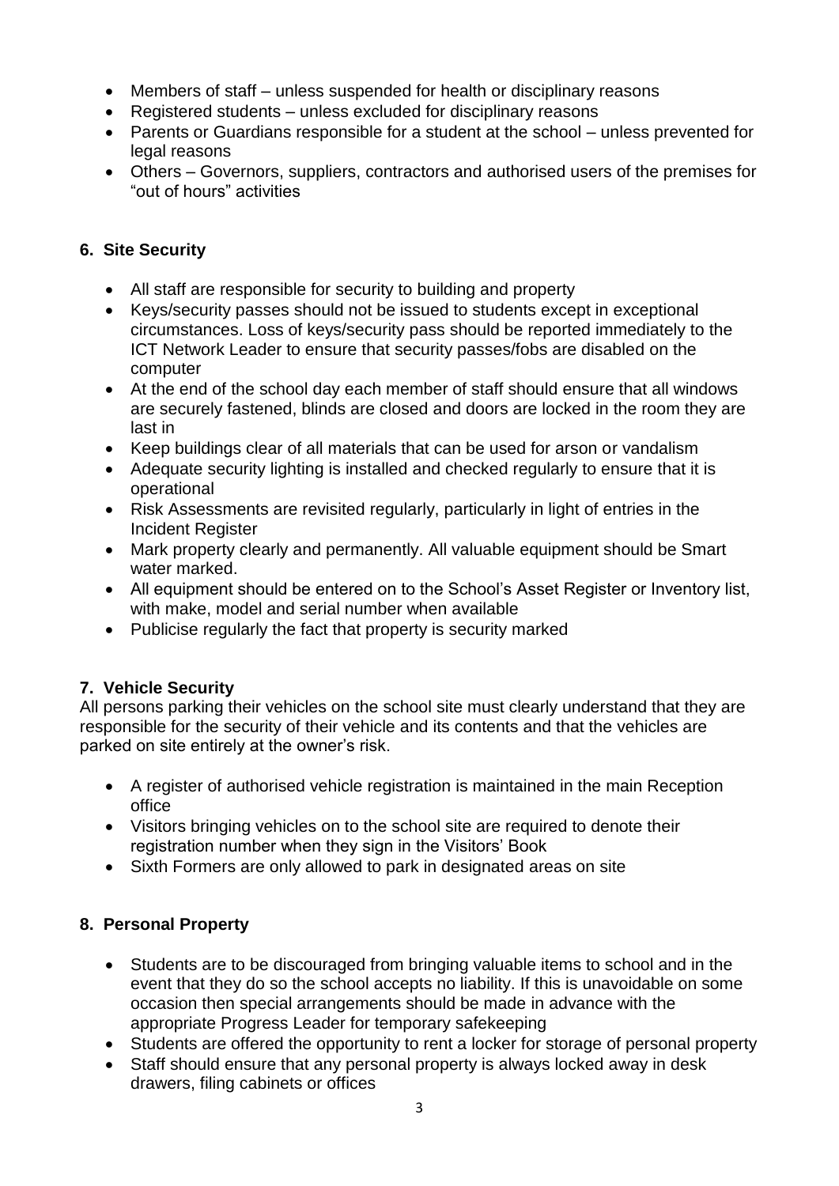- Members of staff – unless suspended for health or disciplinary reasons
- Registered students – unless excluded for disciplinary reasons
- Parents or Guardians responsible for a student at the school – unless prevented for legal reasons
- Others – Governors, suppliers, contractors and authorised users of the premises for "out of hours" activities

## 6. Site Security

- All staff are responsible for security to building and property
- Keys/security passes should not be issued to students except in exceptional circumstances. Loss of keys/security pass should be reported immediately to the ICT Network Leader to ensure that security passes/fobs are disabled on the computer
- At the end of the school day each member of staff should ensure that all windows are securely fastened, blinds are closed and doors are locked in the room they are last in
- Keep buildings clear of all materials that can be used for arson or vandalism
- Adequate security lighting is installed and checked regularly to ensure that it is operational
- Risk Assessments are revisited regularly, particularly in light of entries in the Incident Register
- Mark property clearly and permanently. All valuable equipment should be Smart water marked.
- All equipment should be entered on to the School's Asset Register or Inventory list, with make, model and serial number when available
- Publicise regularly the fact that property is security marked

## 7. Vehicle Security

All persons parking their vehicles on the school site must clearly understand that they are responsible for the security of their vehicle and its contents and that the vehicles are parked on site entirely at the owner's risk.

- A register of authorised vehicle registration is maintained in the main Reception office
- Visitors bringing vehicles on to the school site are required to denote their registration number when they sign in the Visitors' Book
- Sixth Formers are only allowed to park in designated areas on site

## 8. Personal Property

- Students are to be discouraged from bringing valuable items to school and in the event that they do so the school accepts no liability. If this is unavoidable on some occasion then special arrangements should be made in advance with the appropriate Progress Leader for temporary safekeeping
- Students are offered the opportunity to rent a locker for storage of personal property
- Staff should ensure that any personal property is always locked away in desk drawers, filing cabinets or offices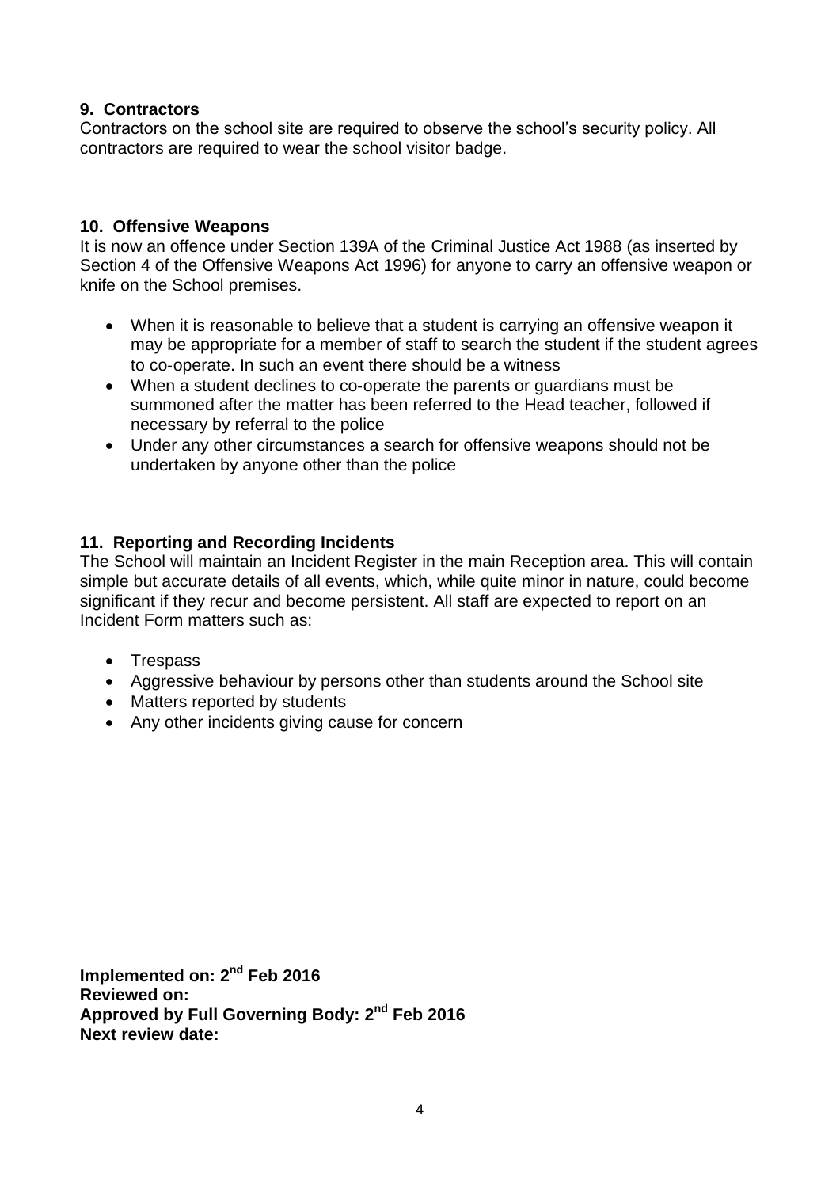## 9. Contractors

Contractors on the school site are required to observe the school's security policy. All contractors are required to wear the school visitor badge.

## 10. Offensive Weapons

It is now an offence under Section 139A of the Criminal Justice Act 1988 (as inserted by Section 4 of the Offensive Weapons Act 1996) for anyone to carry an offensive weapon or knife on the School premises.

- When it is reasonable to believe that a student is carrying an offensive weapon it may be appropriate for a member of staff to search the student if the student agrees to co-operate. In such an event there should be a witness
- When a student declines to co-operate the parents or guardians must be summoned after the matter has been referred to the Head teacher, followed if necessary by referral to the police
- Under any other circumstances a search for offensive weapons should not be undertaken by anyone other than the police

## 11. Reporting and Recording Incidents

The School will maintain an Incident Register in the main Reception area. This will contain simple but accurate details of all events, which, while quite minor in nature, could become significant if they recur and become persistent. All staff are expected to report on an Incident Form matters such as:

- Trespass
- Aggressive behaviour by persons other than students around the School site
- Matters reported by students
- Any other incidents giving cause for concern

**Implemented on: 2nd Feb 2016**
**Reviewed on:**
**Approved by Full Governing Body: 2nd Feb 2016**
**Next review date:**